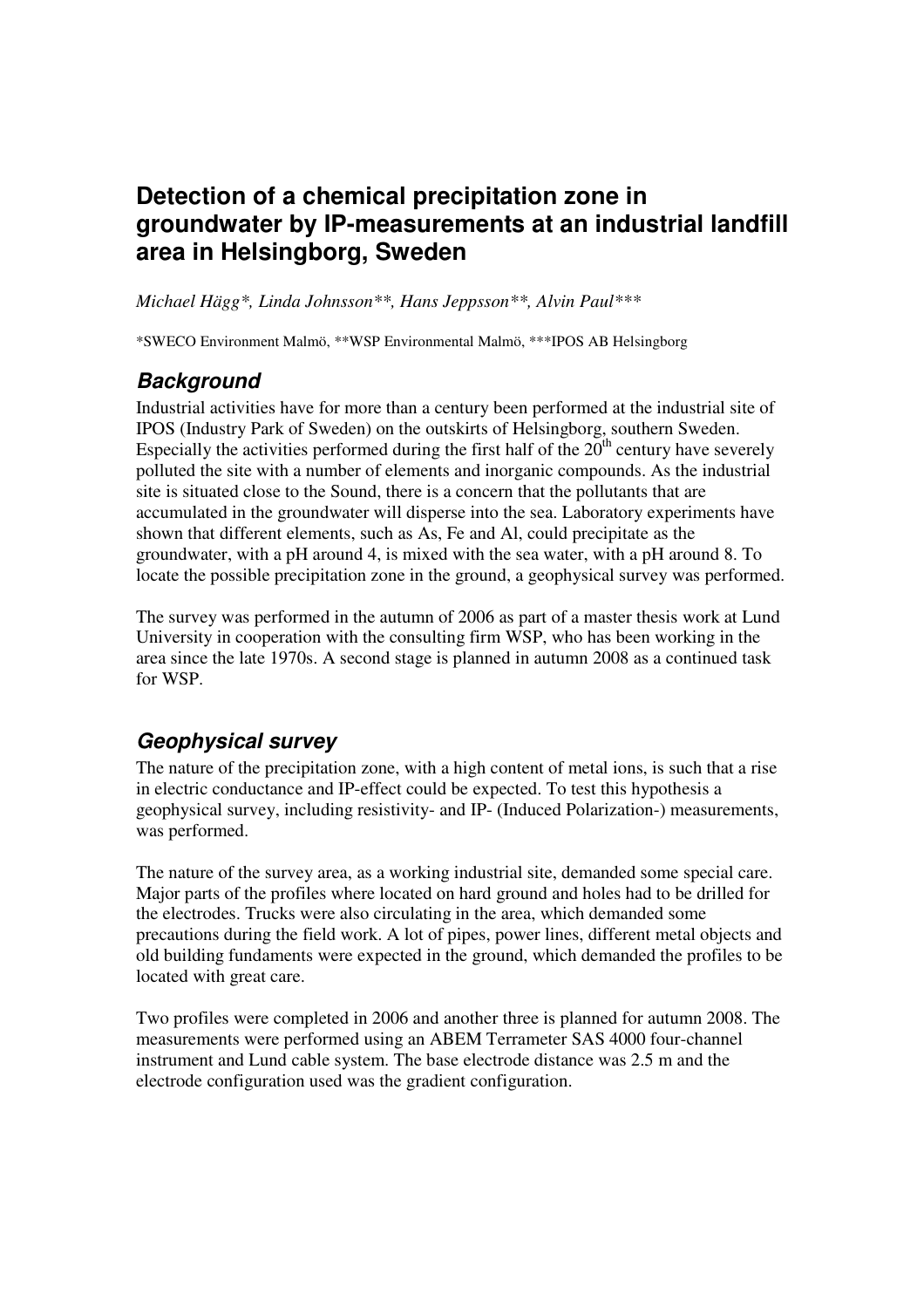# Detection of a chemical precipitation zone in groundwater by IP-measurements at an industrial landfill area in Helsingborg, Sweden

*Michael Hägg\*, Linda Johnsson\*\*, Hans Jeppsson\*\*, Alvin Paul\*\*\**

\*SWECO Environment Malmö, \*\*WSP Environmental Malmö, \*\*\*IPOS AB Helsingborg

## Background

Industrial activities have for more than a century been performed at the industrial site of IPOS (Industry Park of Sweden) on the outskirts of Helsingborg, southern Sweden. Especially the activities performed during the first half of the $20^{th}$ century have severely polluted the site with a number of elements and inorganic compounds. As the industrial site is situated close to the Sound, there is a concern that the pollutants that are accumulated in the groundwater will disperse into the sea. Laboratory experiments have shown that different elements, such as As, Fe and Al, could precipitate as the groundwater, with a pH around 4, is mixed with the sea water, with a pH around 8. To locate the possible precipitation zone in the ground, a geophysical survey was performed.

The survey was performed in the autumn of 2006 as part of a master thesis work at Lund University in cooperation with the consulting firm WSP, who has been working in the area since the late 1970s. A second stage is planned in autumn 2008 as a continued task for WSP.

## Geophysical survey

The nature of the precipitation zone, with a high content of metal ions, is such that a rise in electric conductance and IP-effect could be expected. To test this hypothesis a geophysical survey, including resistivity- and IP- (Induced Polarization-) measurements, was performed.

The nature of the survey area, as a working industrial site, demanded some special care. Major parts of the profiles where located on hard ground and holes had to be drilled for the electrodes. Trucks were also circulating in the area, which demanded some precautions during the field work. A lot of pipes, power lines, different metal objects and old building fundaments were expected in the ground, which demanded the profiles to be located with great care.

Two profiles were completed in 2006 and another three is planned for autumn 2008. The measurements were performed using an ABEM Terrameter SAS 4000 four-channel instrument and Lund cable system. The base electrode distance was 2.5 m and the electrode configuration used was the gradient configuration.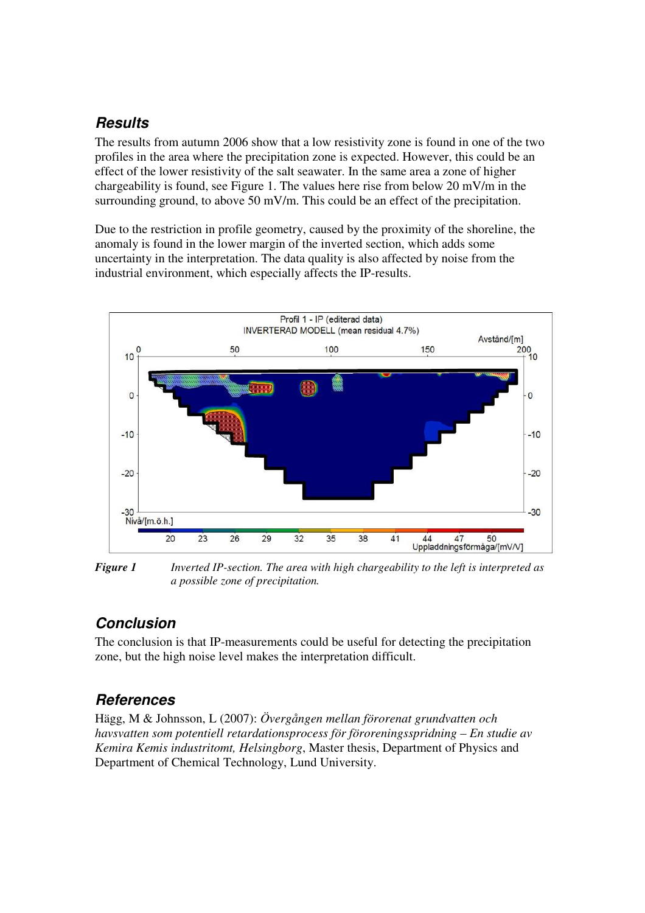## Results

The results from autumn 2006 show that a low resistivity zone is found in one of the two profiles in the area where the precipitation zone is expected. However, this could be an effect of the lower resistivity of the salt seawater. In the same area a zone of higher chargeability is found, see Figure 1. The values here rise from below 20 mV/m in the surrounding ground, to above 50 mV/m. This could be an effect of the precipitation.

Due to the restriction in profile geometry, caused by the proximity of the shoreline, the anomaly is found in the lower margin of the inverted section, which adds some uncertainty in the interpretation. The data quality is also affected by noise from the industrial environment, which especially affects the IP-results.

Profil 1 - IP (editerad data)
INVERTERAD MODELL (mean residual 4.7%)
Avstånd/[m]
0 50 100 150 200
10 0 -10 -20 -30
Nivå/[m.ö.h.]
20 23 26 29 32 35 38 41 44 47 50
Uppladdningsförmåga/[mV/V]

*Figure 1* *Inverted IP-section. The area with high chargeability to the left is interpreted as a possible zone of precipitation.*

## Conclusion

The conclusion is that IP-measurements could be useful for detecting the precipitation zone, but the high noise level makes the interpretation difficult.

## References

Hägg, M & Johnsson, L (2007): *Övergången mellan förorenat grundvatten och havsvatten som potentiell retardationsprocess för föroreningsspridning – En studie av Kemira Kemis industritomt, Helsingborg*, Master thesis, Department of Physics and Department of Chemical Technology, Lund University.